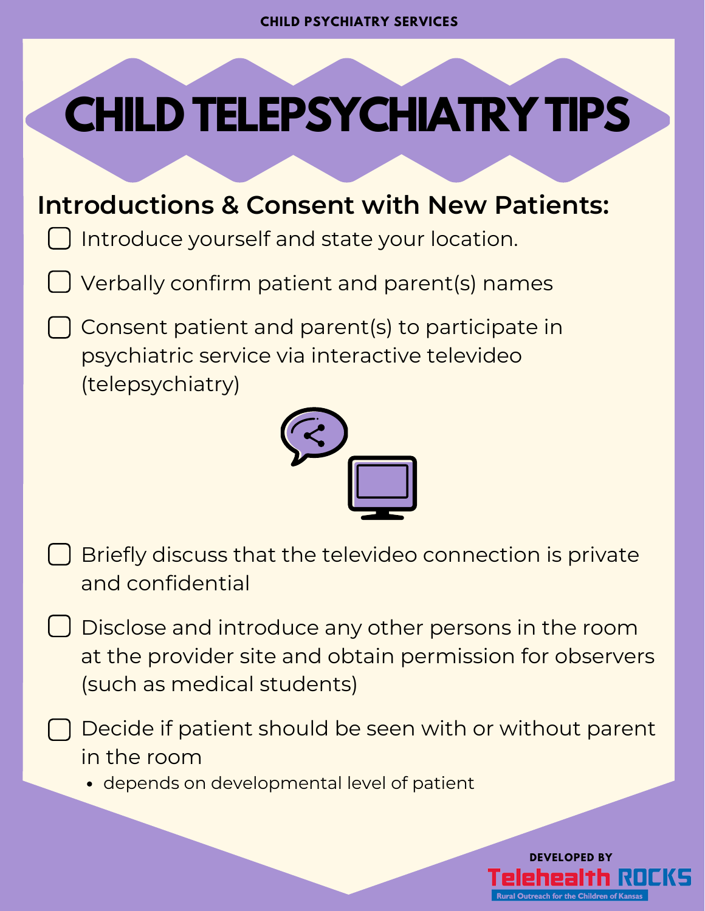CHILD PSYCHIATRY SERVICES

# CHILD TELEPSYCHIATRY TIPS

## Introductions & Consent with New Patients:

- [ ] Introduce yourself and state your location.
- [ ] Verbally confirm patient and parent(s) names
- [ ] Consent patient and parent(s) to participate in psychiatric service via interactive televideo (telepsychiatry)
- [ ] Briefly discuss that the televideo connection is private and confidential
- [ ] Disclose and introduce any other persons in the room at the provider site and obtain permission for observers (such as medical students)
- [ ] Decide if patient should be seen with or without parent in the room
  - depends on developmental level of patient

DEVELOPED BY

Telehealth ROCKS

Rural Outreach for the Children of Kansas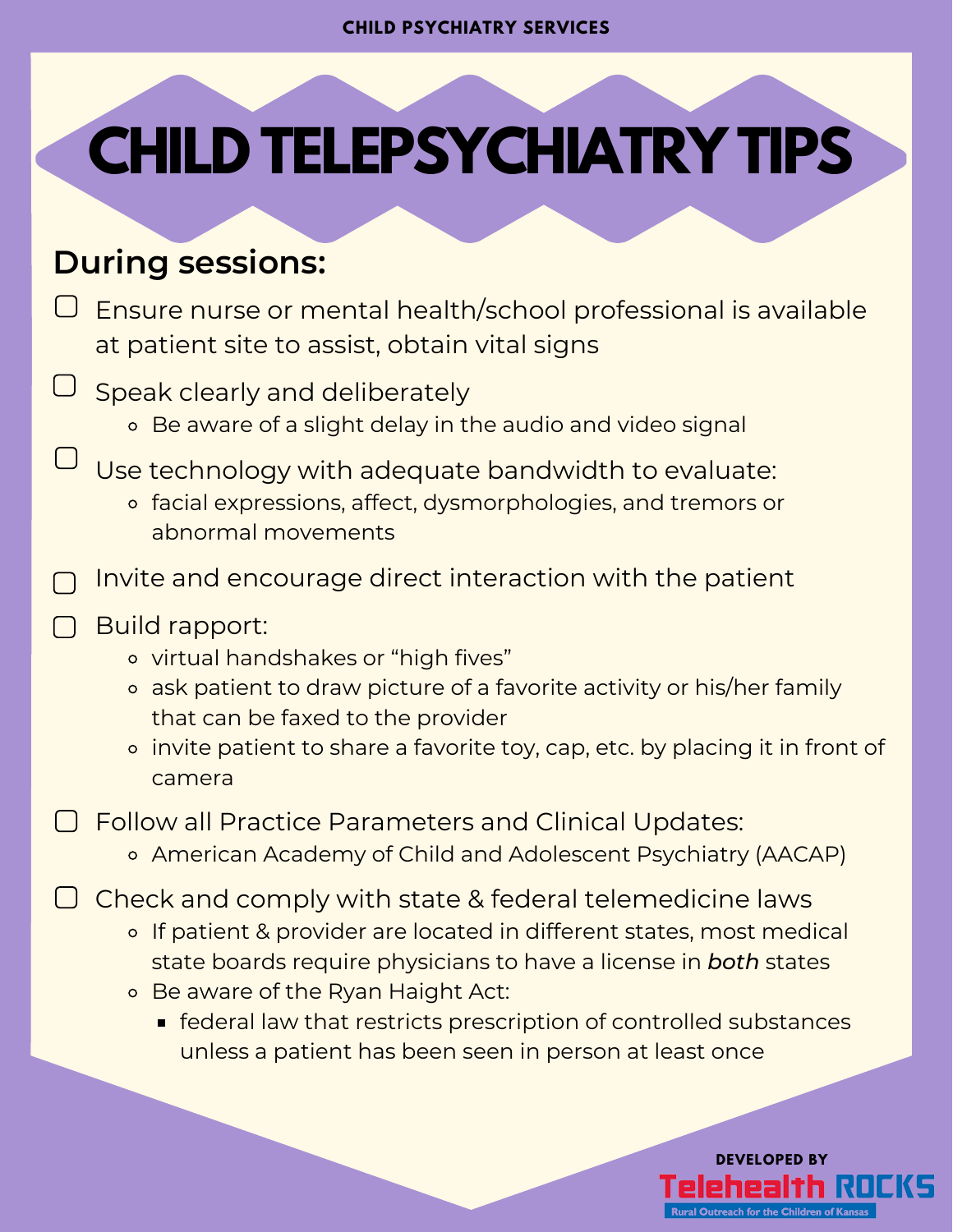CHILD PSYCHIATRY SERVICES

# CHILD TELEPSYCHIATRY TIPS

## During sessions:

- [ ] Ensure nurse or mental health/school professional is available at patient site to assist, obtain vital signs
- [ ] Speak clearly and deliberately
  - Be aware of a slight delay in the audio and video signal
- [ ] Use technology with adequate bandwidth to evaluate:
  - facial expressions, affect, dysmorphologies, and tremors or abnormal movements
- [ ] Invite and encourage direct interaction with the patient
- [ ] Build rapport:
  - virtual handshakes or "high fives"
  - ask patient to draw picture of a favorite activity or his/her family that can be faxed to the provider
  - invite patient to share a favorite toy, cap, etc. by placing it in front of camera
- [ ] Follow all Practice Parameters and Clinical Updates:
  - American Academy of Child and Adolescent Psychiatry (AACAP)
- [ ] Check and comply with state & federal telemedicine laws
  - If patient & provider are located in different states, most medical state boards require physicians to have a license in *both* states
  - Be aware of the Ryan Haight Act:
    - federal law that restricts prescription of controlled substances unless a patient has been seen in person at least once

DEVELOPED BY

Telehealth ROCKS

Rural Outreach for the Children of Kansas